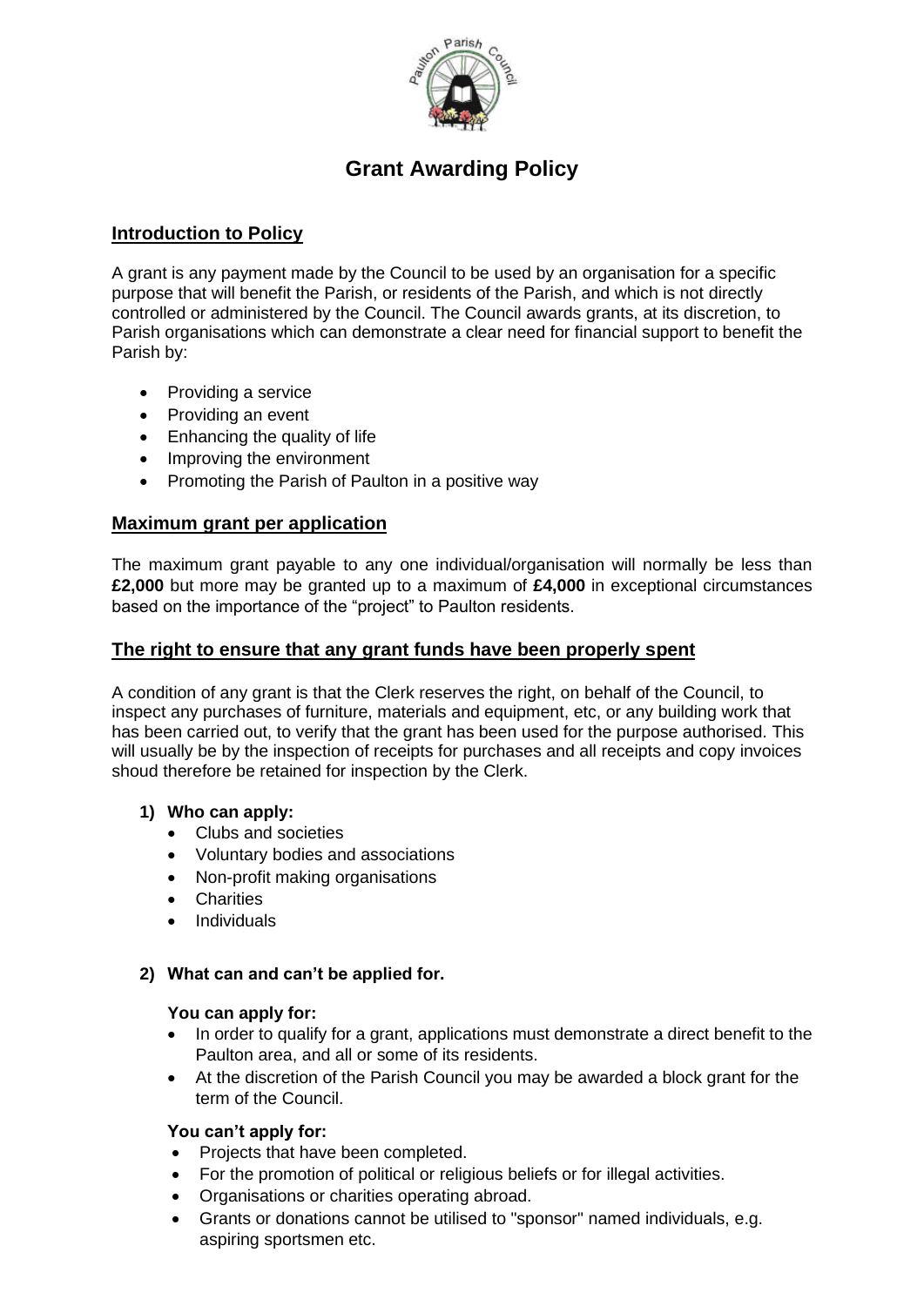# Grant Awarding Policy

## Introduction to Policy

A grant is any payment made by the Council to be used by an organisation for a specific purpose that will benefit the Parish, or residents of the Parish, and which is not directly controlled or administered by the Council. The Council awards grants, at its discretion, to Parish organisations which can demonstrate a clear need for financial support to benefit the Parish by:

- Providing a service
- Providing an event
- Enhancing the quality of life
- Improving the environment
- Promoting the Parish of Paulton in a positive way

## Maximum grant per application

The maximum grant payable to any one individual/organisation will normally be less than **£2,000** but more may be granted up to a maximum of **£4,000** in exceptional circumstances based on the importance of the "project" to Paulton residents.

## The right to ensure that any grant funds have been properly spent

A condition of any grant is that the Clerk reserves the right, on behalf of the Council, to inspect any purchases of furniture, materials and equipment, etc, or any building work that has been carried out, to verify that the grant has been used for the purpose authorised. This will usually be by the inspection of receipts for purchases and all receipts and copy invoices shoud therefore be retained for inspection by the Clerk.

**1) Who can apply:**

- Clubs and societies
- Voluntary bodies and associations
- Non-profit making organisations
- Charities
- Individuals

**2) What can and can't be applied for.**

**You can apply for:**

- In order to qualify for a grant, applications must demonstrate a direct benefit to the Paulton area, and all or some of its residents.
- At the discretion of the Parish Council you may be awarded a block grant for the term of the Council.

**You can't apply for:**

- Projects that have been completed.
- For the promotion of political or religious beliefs or for illegal activities.
- Organisations or charities operating abroad.
- Grants or donations cannot be utilised to "sponsor" named individuals, e.g. aspiring sportsmen etc.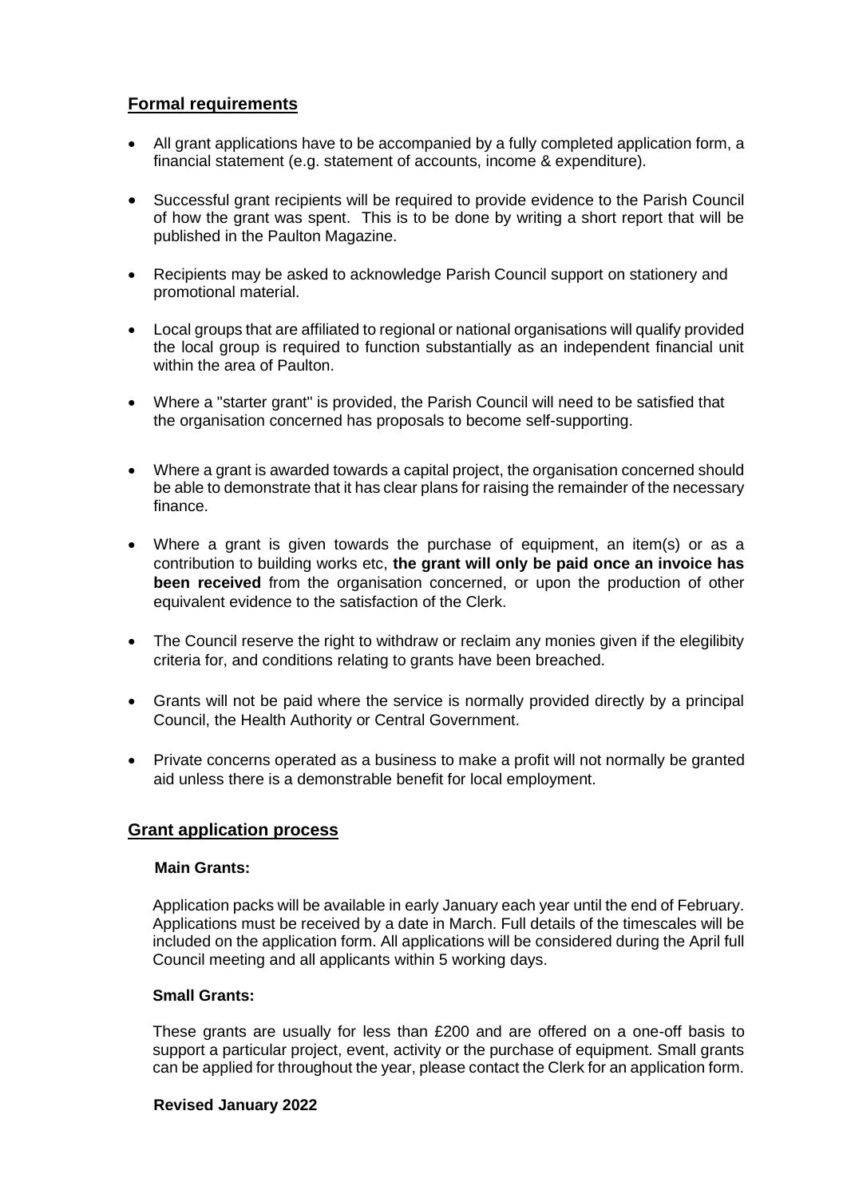## Formal requirements

- All grant applications have to be accompanied by a fully completed application form, a financial statement (e.g. statement of accounts, income & expenditure).
- Successful grant recipients will be required to provide evidence to the Parish Council of how the grant was spent. This is to be done by writing a short report that will be published in the Paulton Magazine.
- Recipients may be asked to acknowledge Parish Council support on stationery and promotional material.
- Local groups that are affiliated to regional or national organisations will qualify provided the local group is required to function substantially as an independent financial unit within the area of Paulton.
- Where a "starter grant" is provided, the Parish Council will need to be satisfied that the organisation concerned has proposals to become self-supporting.
- Where a grant is awarded towards a capital project, the organisation concerned should be able to demonstrate that it has clear plans for raising the remainder of the necessary finance.
- Where a grant is given towards the purchase of equipment, an item(s) or as a contribution to building works etc, **the grant will only be paid once an invoice has been received** from the organisation concerned, or upon the production of other equivalent evidence to the satisfaction of the Clerk.
- The Council reserve the right to withdraw or reclaim any monies given if the elegilibity criteria for, and conditions relating to grants have been breached.
- Grants will not be paid where the service is normally provided directly by a principal Council, the Health Authority or Central Government.
- Private concerns operated as a business to make a profit will not normally be granted aid unless there is a demonstrable benefit for local employment.

## Grant application process

**Main Grants:**

Application packs will be available in early January each year until the end of February. Applications must be received by a date in March. Full details of the timescales will be included on the application form. All applications will be considered during the April full Council meeting and all applicants within 5 working days.

**Small Grants:**

These grants are usually for less than £200 and are offered on a one-off basis to support a particular project, event, activity or the purchase of equipment. Small grants can be applied for throughout the year, please contact the Clerk for an application form.

**Revised January 2022**